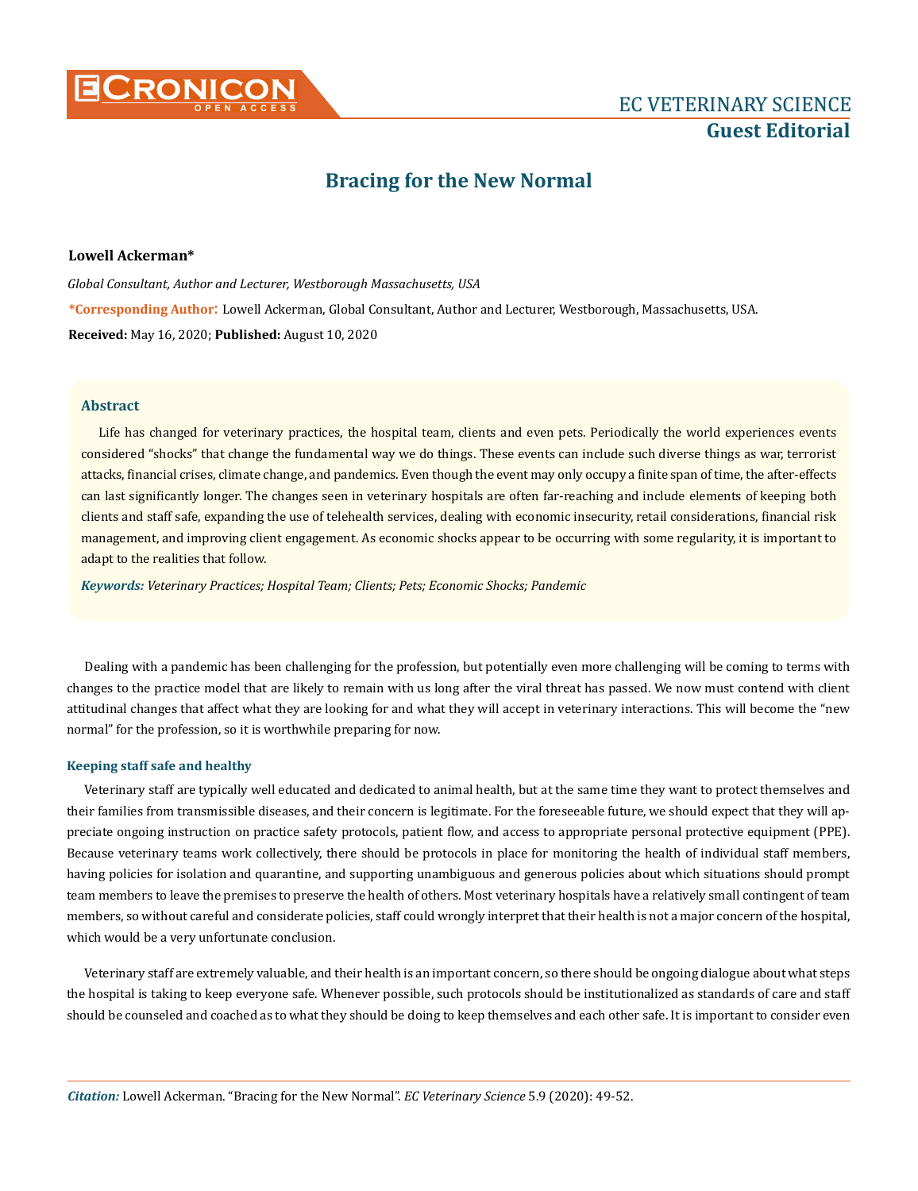# Bracing for the New Normal

**Lowell Ackerman***

*Global Consultant, Author and Lecturer, Westborough Massachusetts, USA*

**\*Corresponding Author:** Lowell Ackerman, Global Consultant, Author and Lecturer, Westborough, Massachusetts, USA.

**Received:** May 16, 2020; **Published:** August 10, 2020

### Abstract

Life has changed for veterinary practices, the hospital team, clients and even pets. Periodically the world experiences events considered "shocks" that change the fundamental way we do things. These events can include such diverse things as war, terrorist attacks, financial crises, climate change, and pandemics. Even though the event may only occupy a finite span of time, the after-effects can last significantly longer. The changes seen in veterinary hospitals are often far-reaching and include elements of keeping both clients and staff safe, expanding the use of telehealth services, dealing with economic insecurity, retail considerations, financial risk management, and improving client engagement. As economic shocks appear to be occurring with some regularity, it is important to adapt to the realities that follow.

***Keywords:*** *Veterinary Practices; Hospital Team; Clients; Pets; Economic Shocks; Pandemic*

Dealing with a pandemic has been challenging for the profession, but potentially even more challenging will be coming to terms with changes to the practice model that are likely to remain with us long after the viral threat has passed. We now must contend with client attitudinal changes that affect what they are looking for and what they will accept in veterinary interactions. This will become the "new normal" for the profession, so it is worthwhile preparing for now.

### Keeping staff safe and healthy

Veterinary staff are typically well educated and dedicated to animal health, but at the same time they want to protect themselves and their families from transmissible diseases, and their concern is legitimate. For the foreseeable future, we should expect that they will appreciate ongoing instruction on practice safety protocols, patient flow, and access to appropriate personal protective equipment (PPE). Because veterinary teams work collectively, there should be protocols in place for monitoring the health of individual staff members, having policies for isolation and quarantine, and supporting unambiguous and generous policies about which situations should prompt team members to leave the premises to preserve the health of others. Most veterinary hospitals have a relatively small contingent of team members, so without careful and considerate policies, staff could wrongly interpret that their health is not a major concern of the hospital, which would be a very unfortunate conclusion.

Veterinary staff are extremely valuable, and their health is an important concern, so there should be ongoing dialogue about what steps the hospital is taking to keep everyone safe. Whenever possible, such protocols should be institutionalized as standards of care and staff should be counseled and coached as to what they should be doing to keep themselves and each other safe. It is important to consider even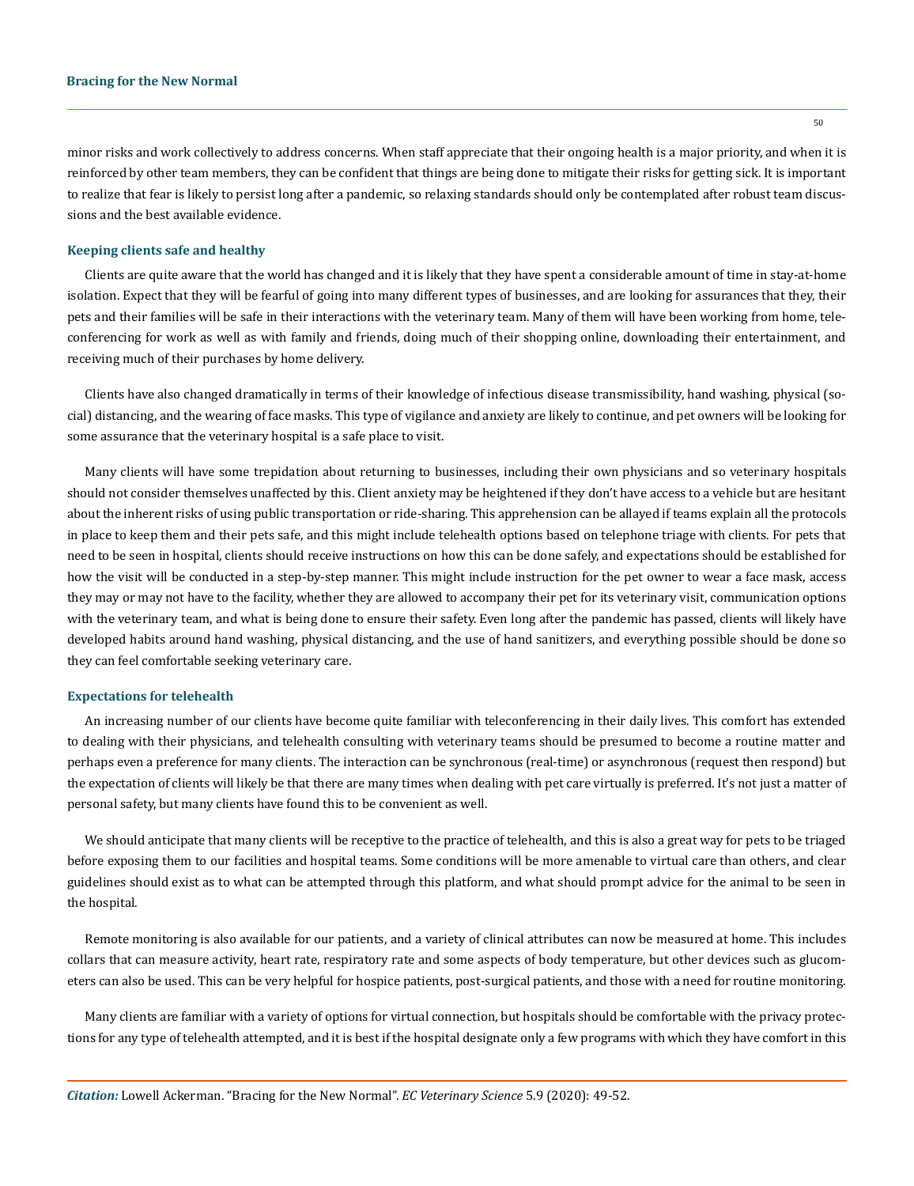minor risks and work collectively to address concerns. When staff appreciate that their ongoing health is a major priority, and when it is reinforced by other team members, they can be confident that things are being done to mitigate their risks for getting sick. It is important to realize that fear is likely to persist long after a pandemic, so relaxing standards should only be contemplated after robust team discussions and the best available evidence.

### Keeping clients safe and healthy

Clients are quite aware that the world has changed and it is likely that they have spent a considerable amount of time in stay-at-home isolation. Expect that they will be fearful of going into many different types of businesses, and are looking for assurances that they, their pets and their families will be safe in their interactions with the veterinary team. Many of them will have been working from home, teleconferencing for work as well as with family and friends, doing much of their shopping online, downloading their entertainment, and receiving much of their purchases by home delivery.

Clients have also changed dramatically in terms of their knowledge of infectious disease transmissibility, hand washing, physical (social) distancing, and the wearing of face masks. This type of vigilance and anxiety are likely to continue, and pet owners will be looking for some assurance that the veterinary hospital is a safe place to visit.

Many clients will have some trepidation about returning to businesses, including their own physicians and so veterinary hospitals should not consider themselves unaffected by this. Client anxiety may be heightened if they don't have access to a vehicle but are hesitant about the inherent risks of using public transportation or ride-sharing. This apprehension can be allayed if teams explain all the protocols in place to keep them and their pets safe, and this might include telehealth options based on telephone triage with clients. For pets that need to be seen in hospital, clients should receive instructions on how this can be done safely, and expectations should be established for how the visit will be conducted in a step-by-step manner. This might include instruction for the pet owner to wear a face mask, access they may or may not have to the facility, whether they are allowed to accompany their pet for its veterinary visit, communication options with the veterinary team, and what is being done to ensure their safety. Even long after the pandemic has passed, clients will likely have developed habits around hand washing, physical distancing, and the use of hand sanitizers, and everything possible should be done so they can feel comfortable seeking veterinary care.

### Expectations for telehealth

An increasing number of our clients have become quite familiar with teleconferencing in their daily lives. This comfort has extended to dealing with their physicians, and telehealth consulting with veterinary teams should be presumed to become a routine matter and perhaps even a preference for many clients. The interaction can be synchronous (real-time) or asynchronous (request then respond) but the expectation of clients will likely be that there are many times when dealing with pet care virtually is preferred. It's not just a matter of personal safety, but many clients have found this to be convenient as well.

We should anticipate that many clients will be receptive to the practice of telehealth, and this is also a great way for pets to be triaged before exposing them to our facilities and hospital teams. Some conditions will be more amenable to virtual care than others, and clear guidelines should exist as to what can be attempted through this platform, and what should prompt advice for the animal to be seen in the hospital.

Remote monitoring is also available for our patients, and a variety of clinical attributes can now be measured at home. This includes collars that can measure activity, heart rate, respiratory rate and some aspects of body temperature, but other devices such as glucometers can also be used. This can be very helpful for hospice patients, post-surgical patients, and those with a need for routine monitoring.

Many clients are familiar with a variety of options for virtual connection, but hospitals should be comfortable with the privacy protections for any type of telehealth attempted, and it is best if the hospital designate only a few programs with which they have comfort in this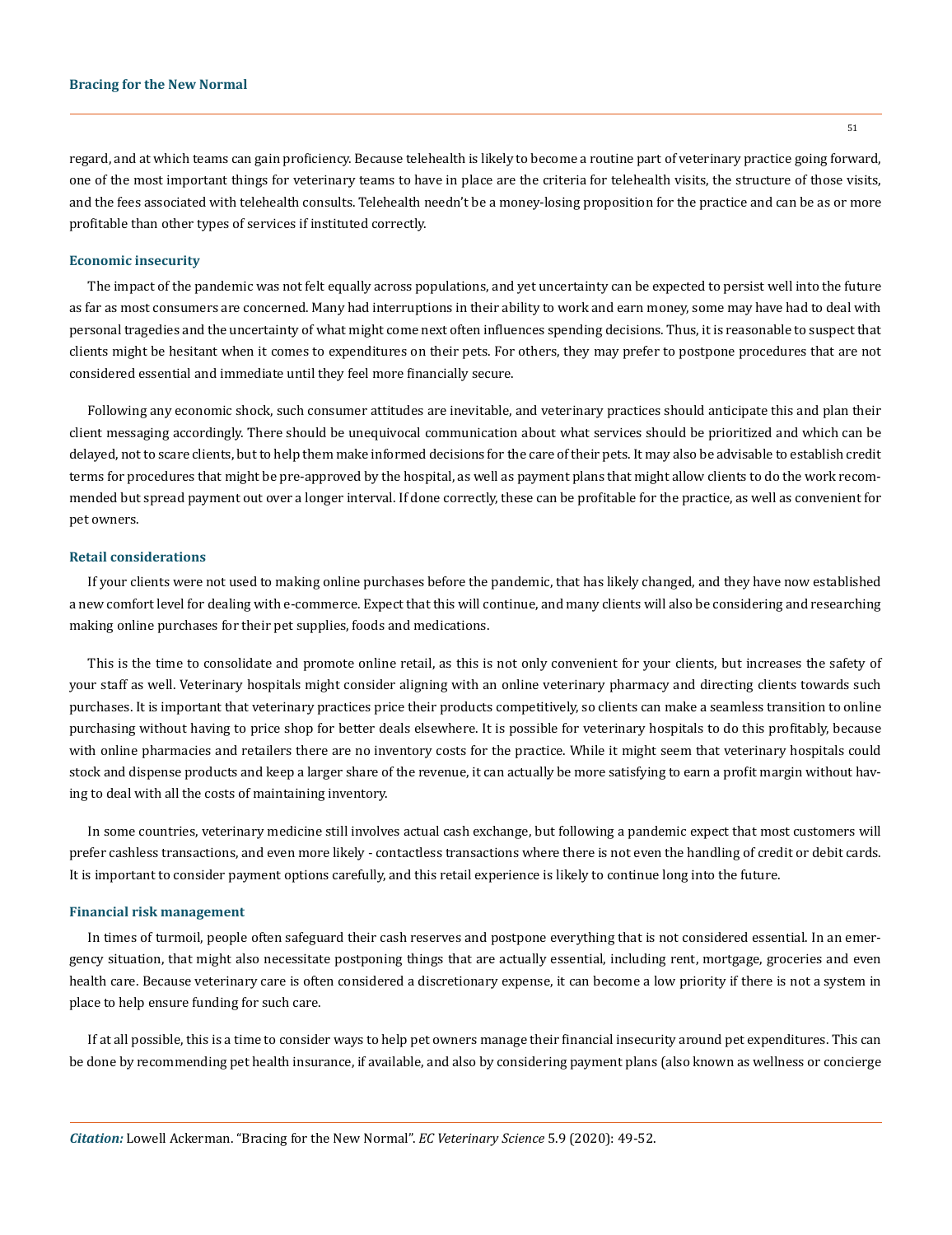regard, and at which teams can gain proficiency. Because telehealth is likely to become a routine part of veterinary practice going forward, one of the most important things for veterinary teams to have in place are the criteria for telehealth visits, the structure of those visits, and the fees associated with telehealth consults. Telehealth needn't be a money-losing proposition for the practice and can be as or more profitable than other types of services if instituted correctly.

### Economic insecurity

The impact of the pandemic was not felt equally across populations, and yet uncertainty can be expected to persist well into the future as far as most consumers are concerned. Many had interruptions in their ability to work and earn money, some may have had to deal with personal tragedies and the uncertainty of what might come next often influences spending decisions. Thus, it is reasonable to suspect that clients might be hesitant when it comes to expenditures on their pets. For others, they may prefer to postpone procedures that are not considered essential and immediate until they feel more financially secure.

Following any economic shock, such consumer attitudes are inevitable, and veterinary practices should anticipate this and plan their client messaging accordingly. There should be unequivocal communication about what services should be prioritized and which can be delayed, not to scare clients, but to help them make informed decisions for the care of their pets. It may also be advisable to establish credit terms for procedures that might be pre-approved by the hospital, as well as payment plans that might allow clients to do the work recommended but spread payment out over a longer interval. If done correctly, these can be profitable for the practice, as well as convenient for pet owners.

### Retail considerations

If your clients were not used to making online purchases before the pandemic, that has likely changed, and they have now established a new comfort level for dealing with e-commerce. Expect that this will continue, and many clients will also be considering and researching making online purchases for their pet supplies, foods and medications.

This is the time to consolidate and promote online retail, as this is not only convenient for your clients, but increases the safety of your staff as well. Veterinary hospitals might consider aligning with an online veterinary pharmacy and directing clients towards such purchases. It is important that veterinary practices price their products competitively, so clients can make a seamless transition to online purchasing without having to price shop for better deals elsewhere. It is possible for veterinary hospitals to do this profitably, because with online pharmacies and retailers there are no inventory costs for the practice. While it might seem that veterinary hospitals could stock and dispense products and keep a larger share of the revenue, it can actually be more satisfying to earn a profit margin without having to deal with all the costs of maintaining inventory.

In some countries, veterinary medicine still involves actual cash exchange, but following a pandemic expect that most customers will prefer cashless transactions, and even more likely - contactless transactions where there is not even the handling of credit or debit cards. It is important to consider payment options carefully, and this retail experience is likely to continue long into the future.

### Financial risk management

In times of turmoil, people often safeguard their cash reserves and postpone everything that is not considered essential. In an emergency situation, that might also necessitate postponing things that are actually essential, including rent, mortgage, groceries and even health care. Because veterinary care is often considered a discretionary expense, it can become a low priority if there is not a system in place to help ensure funding for such care.

If at all possible, this is a time to consider ways to help pet owners manage their financial insecurity around pet expenditures. This can be done by recommending pet health insurance, if available, and also by considering payment plans (also known as wellness or concierge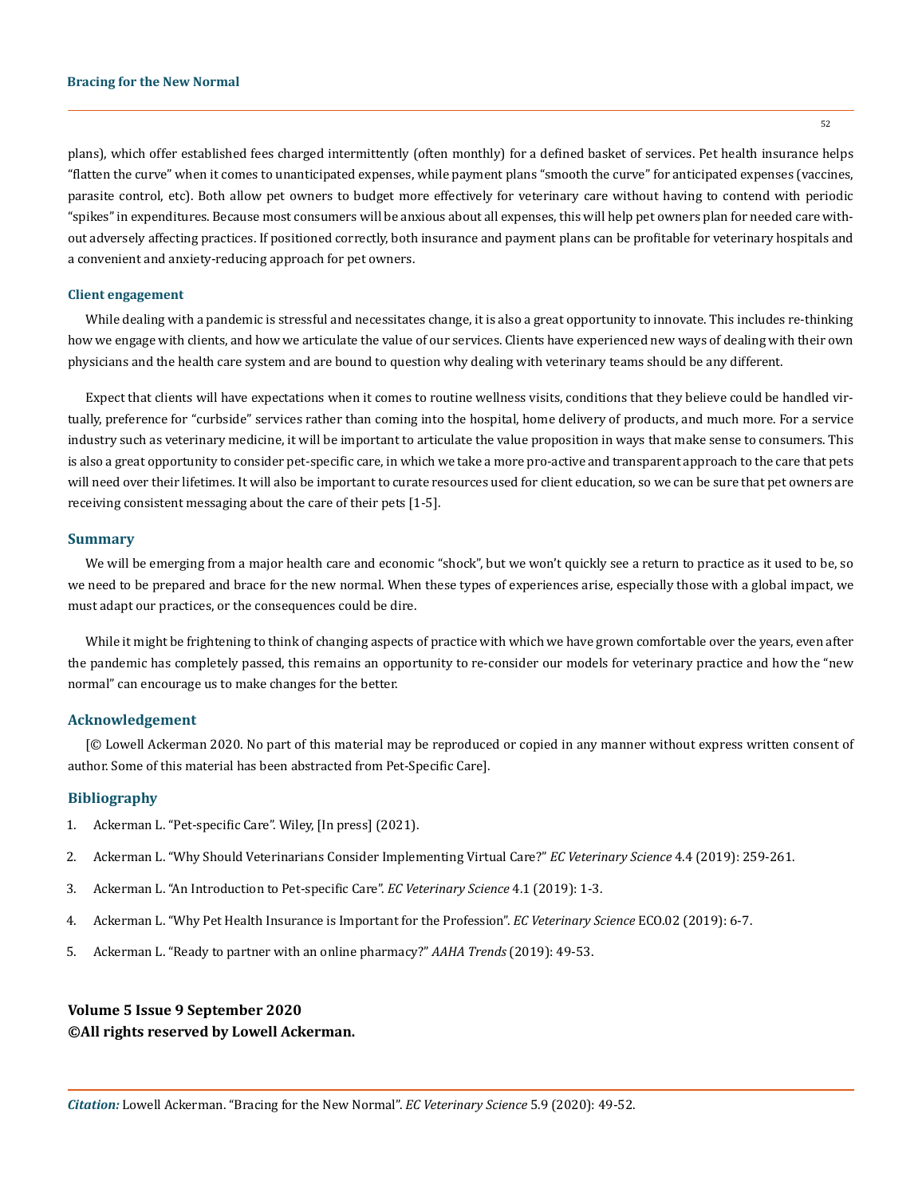plans), which offer established fees charged intermittently (often monthly) for a defined basket of services. Pet health insurance helps "flatten the curve" when it comes to unanticipated expenses, while payment plans "smooth the curve" for anticipated expenses (vaccines, parasite control, etc). Both allow pet owners to budget more effectively for veterinary care without having to contend with periodic "spikes" in expenditures. Because most consumers will be anxious about all expenses, this will help pet owners plan for needed care without adversely affecting practices. If positioned correctly, both insurance and payment plans can be profitable for veterinary hospitals and a convenient and anxiety-reducing approach for pet owners.

### Client engagement

While dealing with a pandemic is stressful and necessitates change, it is also a great opportunity to innovate. This includes re-thinking how we engage with clients, and how we articulate the value of our services. Clients have experienced new ways of dealing with their own physicians and the health care system and are bound to question why dealing with veterinary teams should be any different.

Expect that clients will have expectations when it comes to routine wellness visits, conditions that they believe could be handled virtually, preference for "curbside" services rather than coming into the hospital, home delivery of products, and much more. For a service industry such as veterinary medicine, it will be important to articulate the value proposition in ways that make sense to consumers. This is also a great opportunity to consider pet-specific care, in which we take a more pro-active and transparent approach to the care that pets will need over their lifetimes. It will also be important to curate resources used for client education, so we can be sure that pet owners are receiving consistent messaging about the care of their pets [1-5].

## Summary

We will be emerging from a major health care and economic "shock", but we won't quickly see a return to practice as it used to be, so we need to be prepared and brace for the new normal. When these types of experiences arise, especially those with a global impact, we must adapt our practices, or the consequences could be dire.

While it might be frightening to think of changing aspects of practice with which we have grown comfortable over the years, even after the pandemic has completely passed, this remains an opportunity to re-consider our models for veterinary practice and how the "new normal" can encourage us to make changes for the better.

## Acknowledgement

[© Lowell Ackerman 2020. No part of this material may be reproduced or copied in any manner without express written consent of author. Some of this material has been abstracted from Pet-Specific Care].

## Bibliography

1. Ackerman L. "Pet-specific Care". Wiley, [In press] (2021).
2. Ackerman L. "Why Should Veterinarians Consider Implementing Virtual Care?" *EC Veterinary Science* 4.4 (2019): 259-261.
3. Ackerman L. "An Introduction to Pet-specific Care". *EC Veterinary Science* 4.1 (2019): 1-3.
4. Ackerman L. "Why Pet Health Insurance is Important for the Profession". *EC Veterinary Science* ECO.02 (2019): 6-7.
5. Ackerman L. "Ready to partner with an online pharmacy?" *AAHA Trends* (2019): 49-53.

**Volume 5 Issue 9 September 2020**
**©All rights reserved by Lowell Ackerman.**